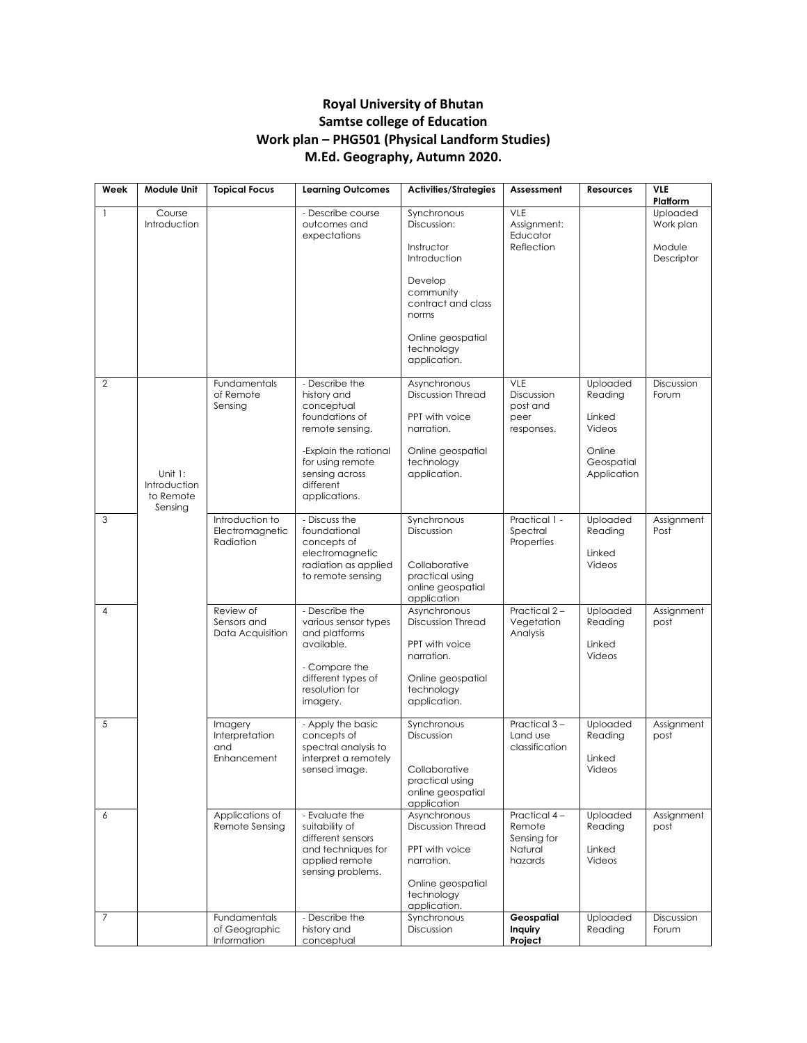**Royal University of Bhutan**
**Samtse college of Education**
**Work plan – PHG501 (Physical Landform Studies)**
**M.Ed. Geography, Autumn 2020.**

| Week | Module Unit | Topical Focus | Learning Outcomes | Activities/Strategies | Assessment | Resources | VLE Platform |
|---|---|---|---|---|---|---|---|
| 1 | Course Introduction | | - Describe course outcomes and expectations | Synchronous Discussion:<br><br>Instructor Introduction<br><br>Develop community contract and class norms<br><br>Online geospatial technology application. | VLE Assignment: Educator Reflection | | Uploaded Work plan<br><br>Module Descriptor |
| 2 | Unit 1: Introduction to Remote Sensing | Fundamentals of Remote Sensing | - Describe the history and conceptual foundations of remote sensing.<br><br>-Explain the rational for using remote sensing across different applications. | Asynchronous Discussion Thread<br><br>PPT with voice narration.<br><br>Online geospatial technology application. | VLE Discussion post and peer responses. | Uploaded Reading<br><br>Linked Videos<br><br>Online Geospatial Application | Discussion Forum |
| 3 | | Introduction to Electromagnetic Radiation | - Discuss the foundational concepts of electromagnetic radiation as applied to remote sensing | Synchronous Discussion<br><br>Collaborative practical using online geospatial application | Practical 1 - Spectral Properties | Uploaded Reading<br><br>Linked Videos | Assignment Post |
| 4 | | Review of Sensors and Data Acquisition | - Describe the various sensor types and platforms available.<br><br>- Compare the different types of resolution for imagery. | Asynchronous Discussion Thread<br><br>PPT with voice narration.<br><br>Online geospatial technology application. | Practical 2 – Vegetation Analysis | Uploaded Reading<br><br>Linked Videos | Assignment post |
| 5 | | Imagery Interpretation and Enhancement | - Apply the basic concepts of spectral analysis to interpret a remotely sensed image. | Synchronous Discussion<br><br>Collaborative practical using online geospatial application | Practical 3 – Land use classification | Uploaded Reading<br><br>Linked Videos | Assignment post |
| 6 | | Applications of Remote Sensing | - Evaluate the suitability of different sensors and techniques for applied remote sensing problems. | Asynchronous Discussion Thread<br><br>PPT with voice narration.<br><br>Online geospatial technology application. | Practical 4 – Remote Sensing for Natural hazards | Uploaded Reading<br><br>Linked Videos | Assignment post |
| 7 | | Fundamentals of Geographic Information | - Describe the history and conceptual | Synchronous Discussion | **Geospatial Inquiry Project** | Uploaded Reading | Discussion Forum |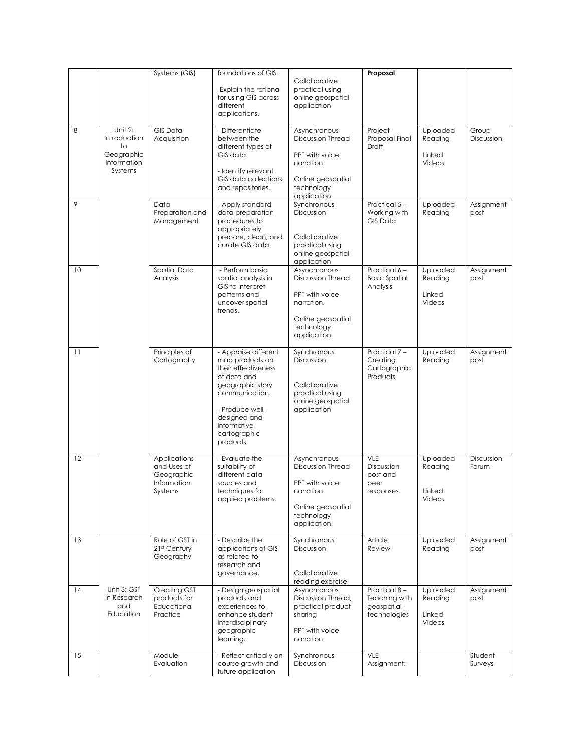| | | Systems (GIS) | foundations of GIS.<br><br>-Explain the rational for using GIS across different applications. | Collaborative practical using online geospatial application | **Proposal** | | |
|---|---|---|---|---|---|---|---|
| 8 | Unit 2: Introduction to Geographic Information Systems | GIS Data Acquisition | - Differentiate between the different types of GIS data.<br><br>- Identify relevant GIS data collections and repositories. | Asynchronous Discussion Thread<br><br>PPT with voice narration.<br><br>Online geospatial technology application. | Project Proposal Final Draft | Uploaded Reading<br><br>Linked Videos | Group Discussion |
| 9 | | Data Preparation and Management | - Apply standard data preparation procedures to appropriately prepare, clean, and curate GIS data. | Synchronous Discussion<br><br>Collaborative practical using online geospatial application | Practical 5 – Working with GIS Data | Uploaded Reading | Assignment post |
| 10 | | Spatial Data Analysis | - Perform basic spatial analysis in GIS to interpret patterns and uncover spatial trends. | Asynchronous Discussion Thread<br><br>PPT with voice narration.<br><br>Online geospatial technology application. | Practical 6 – Basic Spatial Analysis | Uploaded Reading<br><br>Linked Videos | Assignment post |
| 11 | | Principles of Cartography | - Appraise different map products on their effectiveness of data and geographic story communication.<br><br>- Produce well-designed and informative cartographic products. | Synchronous Discussion<br><br>Collaborative practical using online geospatial application | Practical 7 – Creating Cartographic Products | Uploaded Reading | Assignment post |
| 12 | | Applications and Uses of Geographic Information Systems | - Evaluate the suitability of different data sources and techniques for applied problems. | Asynchronous Discussion Thread<br><br>PPT with voice narration.<br><br>Online geospatial technology application. | VLE Discussion post and peer responses. | Uploaded Reading<br><br>Linked Videos | Discussion Forum |
| 13 | Unit 3: GST in Research and Education | Role of GST in 21st Century Geography | - Describe the applications of GIS as related to research and governance. | Synchronous Discussion<br><br>Collaborative reading exercise | Article Review | Uploaded Reading | Assignment post |
| 14 | | Creating GST products for Educational Practice | - Design geospatial products and experiences to enhance student interdisciplinary geographic learning. | Asynchronous Discussion Thread, practical product sharing<br><br>PPT with voice narration. | Practical 8 – Teaching with geospatial technologies | Uploaded Reading<br><br>Linked Videos | Assignment post |
| 15 | | Module Evaluation | - Reflect critically on course growth and future application | Synchronous Discussion | VLE Assignment: | | Student Surveys |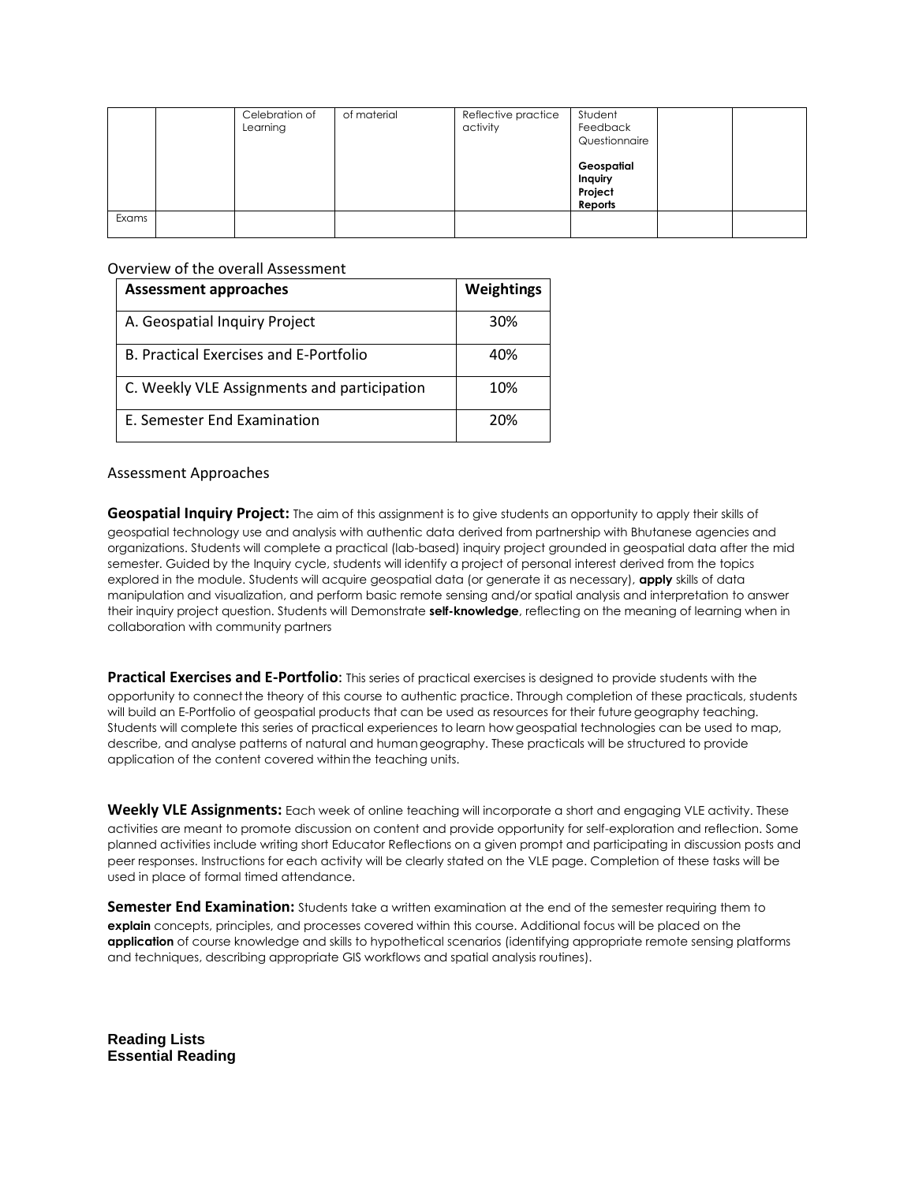|  |  | Celebration of Learning | of material | Reflective practice activity | Student Feedback Questionnaire<br><br>**Geospatial Inquiry Project Reports** |  |  |
|---|---|---|---|---|---|---|---|
| Exams |  |  |  |  |  |  |  |

Overview of the overall Assessment

| Assessment approaches | Weightings |
|---|---|
| A. Geospatial Inquiry Project | 30% |
| B. Practical Exercises and E-Portfolio | 40% |
| C. Weekly VLE Assignments and participation | 10% |
| E. Semester End Examination | 20% |

Assessment Approaches

**Geospatial Inquiry Project:** The aim of this assignment is to give students an opportunity to apply their skills of geospatial technology use and analysis with authentic data derived from partnership with Bhutanese agencies and organizations. Students will complete a practical (lab-based) inquiry project grounded in geospatial data after the mid semester. Guided by the Inquiry cycle, students will identify a project of personal interest derived from the topics explored in the module. Students will acquire geospatial data (or generate it as necessary), **apply** skills of data manipulation and visualization, and perform basic remote sensing and/or spatial analysis and interpretation to answer their inquiry project question. Students will Demonstrate **self-knowledge**, reflecting on the meaning of learning when in collaboration with community partners

**Practical Exercises and E-Portfolio**: This series of practical exercises is designed to provide students with the opportunity to connect the theory of this course to authentic practice. Through completion of these practicals, students will build an E-Portfolio of geospatial products that can be used as resources for their future geography teaching. Students will complete this series of practical experiences to learn how geospatial technologies can be used to map, describe, and analyse patterns of natural and human geography. These practicals will be structured to provide application of the content covered within the teaching units.

**Weekly VLE Assignments:** Each week of online teaching will incorporate a short and engaging VLE activity. These activities are meant to promote discussion on content and provide opportunity for self-exploration and reflection. Some planned activities include writing short Educator Reflections on a given prompt and participating in discussion posts and peer responses. Instructions for each activity will be clearly stated on the VLE page. Completion of these tasks will be used in place of formal timed attendance.

**Semester End Examination:** Students take a written examination at the end of the semester requiring them to **explain** concepts, principles, and processes covered within this course. Additional focus will be placed on the **application** of course knowledge and skills to hypothetical scenarios (identifying appropriate remote sensing platforms and techniques, describing appropriate GIS workflows and spatial analysis routines).

**Reading Lists**
**Essential Reading**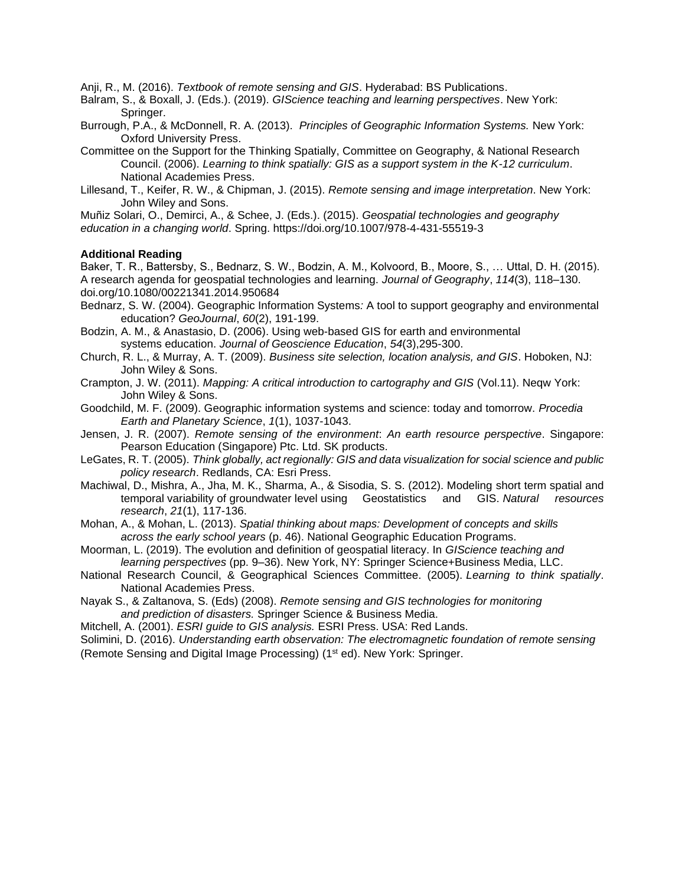Anji, R., M. (2016). *Textbook of remote sensing and GIS*. Hyderabad: BS Publications.

Balram, S., & Boxall, J. (Eds.). (2019). *GIScience teaching and learning perspectives*. New York: Springer.

Burrough, P.A., & McDonnell, R. A. (2013). *Principles of Geographic Information Systems.* New York: Oxford University Press.

Committee on the Support for the Thinking Spatially, Committee on Geography, & National Research Council. (2006). *Learning to think spatially: GIS as a support system in the K-12 curriculum*. National Academies Press.

Lillesand, T., Keifer, R. W., & Chipman, J. (2015). *Remote sensing and image interpretation*. New York: John Wiley and Sons.

Muñiz Solari, O., Demirci, A., & Schee, J. (Eds.). (2015). *Geospatial technologies and geography education in a changing world*. Spring. https://doi.org/10.1007/978-4-431-55519-3

**Additional Reading**

Baker, T. R., Battersby, S., Bednarz, S. W., Bodzin, A. M., Kolvoord, B., Moore, S., … Uttal, D. H. (2015). A research agenda for geospatial technologies and learning. *Journal of Geography*, *114*(3), 118–130. doi.org/10.1080/00221341.2014.950684

Bednarz, S. W. (2004). Geographic Information Systems*:* A tool to support geography and environmental education? *GeoJournal*, *60*(2), 191-199.

Bodzin, A. M., & Anastasio, D. (2006). Using web-based GIS for earth and environmental systems education. *Journal of Geoscience Education*, *54*(3),295-300.

Church, R. L., & Murray, A. T. (2009). *Business site selection, location analysis, and GIS*. Hoboken, NJ: John Wiley & Sons.

Crampton, J. W. (2011). *Mapping: A critical introduction to cartography and GIS* (Vol.11). Neqw York: John Wiley & Sons.

Goodchild, M. F. (2009). Geographic information systems and science: today and tomorrow. *Procedia Earth and Planetary Science*, *1*(1), 1037-1043.

Jensen, J. R. (2007). *Remote sensing of the environment*: *An earth resource perspective*. Singapore: Pearson Education (Singapore) Ptc. Ltd. SK products.

LeGates, R. T. (2005). *Think globally, act regionally: GIS and data visualization for social science and public policy research*. Redlands, CA: Esri Press.

Machiwal, D., Mishra, A., Jha, M. K., Sharma, A., & Sisodia, S. S. (2012). Modeling short term spatial and temporal variability of groundwater level using Geostatistics and GIS. *Natural resources research*, *21*(1), 117-136.

Mohan, A., & Mohan, L. (2013). *Spatial thinking about maps: Development of concepts and skills across the early school years* (p. 46). National Geographic Education Programs.

Moorman, L. (2019). The evolution and definition of geospatial literacy. In *GIScience teaching and learning perspectives* (pp. 9–36). New York, NY: Springer Science+Business Media, LLC.

National Research Council, & Geographical Sciences Committee. (2005). *Learning to think spatially*. National Academies Press.

Nayak S., & Zaltanova, S. (Eds) (2008). *Remote sensing and GIS technologies for monitoring and prediction of disasters.* Springer Science & Business Media.

Mitchell, A. (2001). *ESRI guide to GIS analysis.* ESRI Press. USA: Red Lands.

Solimini, D. (2016). *Understanding earth observation: The electromagnetic foundation of remote sensing* (Remote Sensing and Digital Image Processing) (1st ed). New York: Springer.